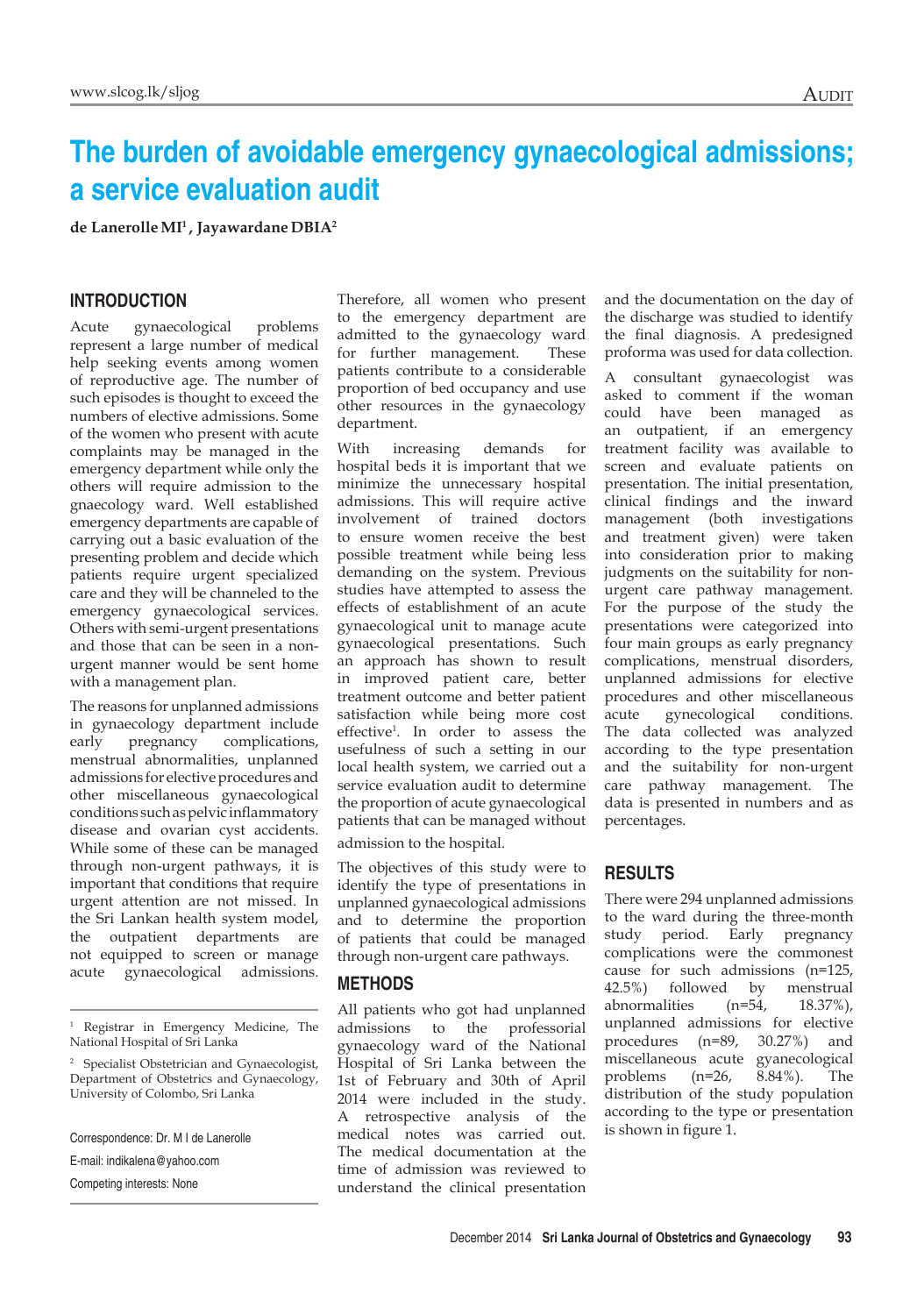# The burden of avoidable emergency gynaecological admissions; a service evaluation audit

**de Lanerolle MI[1], Jayawardane DBIA[2]**

## INTRODUCTION

Acute gynaecological problems represent a large number of medical help seeking events among women of reproductive age. The number of such episodes is thought to exceed the numbers of elective admissions. Some of the women who present with acute complaints may be managed in the emergency department while only the others will require admission to the gnaecology ward. Well established emergency departments are capable of carrying out a basic evaluation of the presenting problem and decide which patients require urgent specialized care and they will be channeled to the emergency gynaecological services. Others with semi-urgent presentations and those that can be seen in a non-urgent manner would be sent home with a management plan.

The reasons for unplanned admissions in gynaecology department include early pregnancy complications, menstrual abnormalities, unplanned admissions for elective procedures and other miscellaneous gynaecological conditions such as pelvic inflammatory disease and ovarian cyst accidents. While some of these can be managed through non-urgent pathways, it is important that conditions that require urgent attention are not missed. In the Sri Lankan health system model, the outpatient departments are not equipped to screen or manage acute gynaecological admissions. Therefore, all women who present to the emergency department are admitted to the gynaecology ward for further management. These patients contribute to a considerable proportion of bed occupancy and use other resources in the gynaecology department.

With increasing demands for hospital beds it is important that we minimize the unnecessary hospital admissions. This will require active involvement of trained doctors to ensure women receive the best possible treatment while being less demanding on the system. Previous studies have attempted to assess the effects of establishment of an acute gynaecological unit to manage acute gynaecological presentations. Such an approach has shown to result in improved patient care, better treatment outcome and better patient satisfaction while being more cost effective[1]. In order to assess the usefulness of such a setting in our local health system, we carried out a service evaluation audit to determine the proportion of acute gynaecological patients that can be managed without admission to the hospital.

The objectives of this study were to identify the type of presentations in unplanned gynaecological admissions and to determine the proportion of patients that could be managed through non-urgent care pathways.

## METHODS

All patients who got had unplanned admissions to the professorial gynaecology ward of the National Hospital of Sri Lanka between the 1st of February and 30th of April 2014 were included in the study. A retrospective analysis of the medical notes was carried out. The medical documentation at the time of admission was reviewed to understand the clinical presentation and the documentation on the day of the discharge was studied to identify the final diagnosis. A predesigned proforma was used for data collection.

A consultant gynaecologist was asked to comment if the woman could have been managed as an outpatient, if an emergency treatment facility was available to screen and evaluate patients on presentation. The initial presentation, clinical findings and the inward management (both investigations and treatment given) were taken into consideration prior to making judgments on the suitability for non-urgent care pathway management. For the purpose of the study the presentations were categorized into four main groups as early pregnancy complications, menstrual disorders, unplanned admissions for elective procedures and other miscellaneous acute gynecological conditions. The data collected was analyzed according to the type presentation and the suitability for non-urgent care pathway management. The data is presented in numbers and as percentages.

## RESULTS

There were 294 unplanned admissions to the ward during the three-month study period. Early pregnancy complications were the commonest cause for such admissions (n=125, 42.5%) followed by menstrual abnormalities (n=54, 18.37%), unplanned admissions for elective procedures (n=89, 30.27%) and miscellaneous acute gyanecological problems (n=26, 8.84%). The distribution of the study population according to the type or presentation is shown in figure 1.

---

[1] Registrar in Emergency Medicine, The National Hospital of Sri Lanka

[2] Specialist Obstetrician and Gynaecologist, Department of Obstetrics and Gynaecology, University of Colombo, Sri Lanka

Correspondence: Dr. M I de Lanerolle

E-mail: indikalena@yahoo.com

Competing interests: None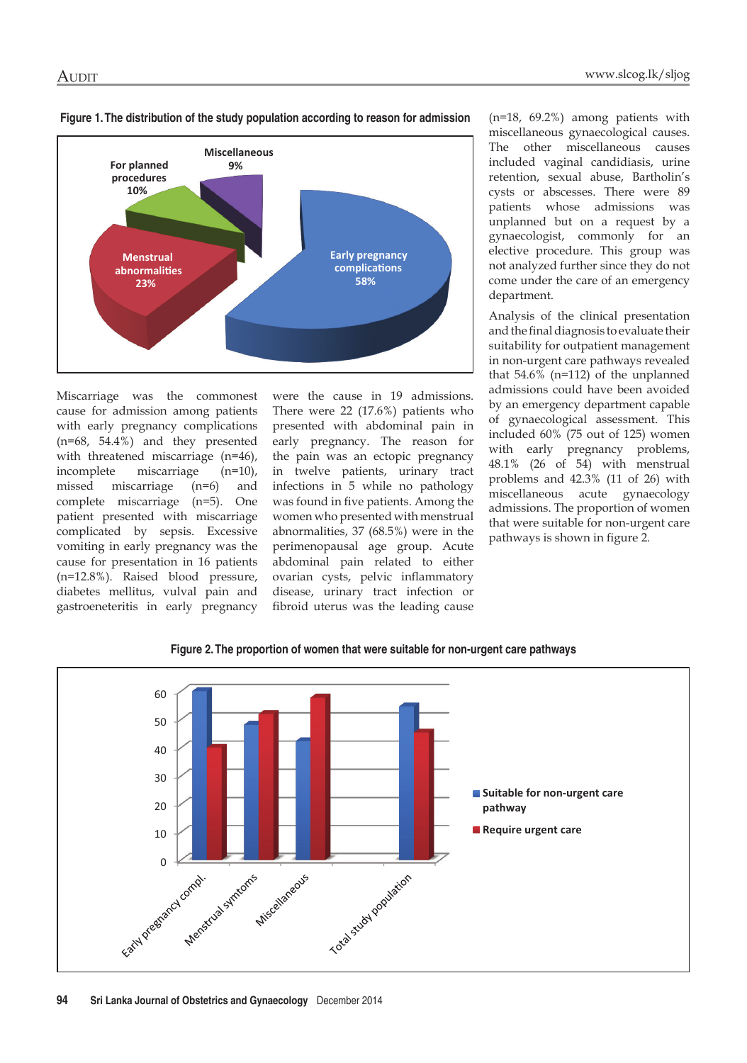Figure 1. The distribution of the study population according to reason for admission

Miscellaneous 9%
For planned procedures 10%
Menstrual abnormalities 23%
Early pregnancy complications 58%

Miscarriage was the commonest cause for admission among patients with early pregnancy complications (n=68, 54.4%) and they presented with threatened miscarriage (n=46), incomplete miscarriage (n=10), missed miscarriage (n=6) and complete miscarriage (n=5). One patient presented with miscarriage complicated by sepsis. Excessive vomiting in early pregnancy was the cause for presentation in 16 patients (n=12.8%). Raised blood pressure, diabetes mellitus, vulval pain and gastroeneteritis in early pregnancy were the cause in 19 admissions. There were 22 (17.6%) patients who presented with abdominal pain in early pregnancy. The reason for the pain was an ectopic pregnancy in twelve patients, urinary tract infections in 5 while no pathology was found in five patients. Among the women who presented with menstrual abnormalities, 37 (68.5%) were in the perimenopausal age group. Acute abdominal pain related to either ovarian cysts, pelvic inflammatory disease, urinary tract infection or fibroid uterus was the leading cause (n=18, 69.2%) among patients with miscellaneous gynaecological causes. The other miscellaneous causes included vaginal candidiasis, urine retention, sexual abuse, Bartholin's cysts or abscesses. There were 89 patients whose admissions was unplanned but on a request by a gynaecologist, commonly for an elective procedure. This group was not analyzed further since they do not come under the care of an emergency department.

Analysis of the clinical presentation and the final diagnosis to evaluate their suitability for outpatient management in non-urgent care pathways revealed that 54.6% (n=112) of the unplanned admissions could have been avoided by an emergency department capable of gynaecological assessment. This included 60% (75 out of 125) women with early pregnancy problems, 48.1% (26 of 54) with menstrual problems and 42.3% (11 of 26) with miscellaneous acute gynaecology admissions. The proportion of women that were suitable for non-urgent care pathways is shown in figure 2.

Figure 2. The proportion of women that were suitable for non-urgent care pathways

60
50
40
30
20
10
0

Early pregnancy compl.
Menstrual symtoms
Miscellaneous
Total study population

Suitable for non-urgent care pathway
Require urgent care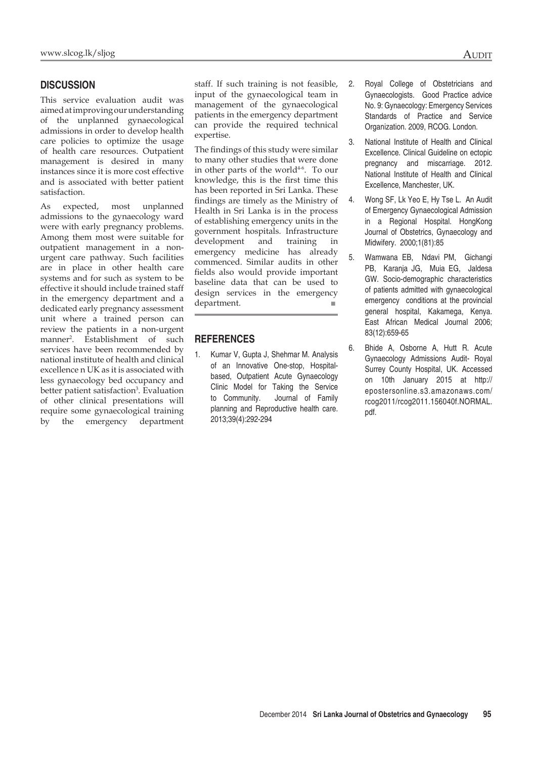## DISCUSSION

This service evaluation audit was aimed at improving our understanding of the unplanned gynaecological admissions in order to develop health care policies to optimize the usage of health care resources. Outpatient management is desired in many instances since it is more cost effective and is associated with better patient satisfaction.

As expected, most unplanned admissions to the gynaecology ward were with early pregnancy problems. Among them most were suitable for outpatient management in a non-urgent care pathway. Such facilities are in place in other health care systems and for such as system to be effective it should include trained staff in the emergency department and a dedicated early pregnancy assessment unit where a trained person can review the patients in a non-urgent manner[2]. Establishment of such services have been recommended by national institute of health and clinical excellence n UK as it is associated with less gynaecology bed occupancy and better patient satisfaction[3]. Evaluation of other clinical presentations will require some gynaecological training by the emergency department staff. If such training is not feasible, input of the gynaecological team in management of the gynaecological patients in the emergency department can provide the required technical expertise.

The findings of this study were similar to many other studies that were done in other parts of the world[4-6]. To our knowledge, this is the first time this has been reported in Sri Lanka. These findings are timely as the Ministry of Health in Sri Lanka is in the process of establishing emergency units in the government hospitals. Infrastructure development and training in emergency medicine has already commenced. Similar audits in other fields also would provide important baseline data that can be used to design services in the emergency department.

## REFERENCES

1. Kumar V, Gupta J, Shehmar M. Analysis of an Innovative One-stop, Hospital-based, Outpatient Acute Gynaecology Clinic Model for Taking the Service to Community. Journal of Family planning and Reproductive health care. 2013;39(4):292-294
2. Royal College of Obstetricians and Gynaecologists. Good Practice advice No. 9: Gynaecology: Emergency Services Standards of Practice and Service Organization. 2009, RCOG. London.
3. National Institute of Health and Clinical Excellence. Clinical Guideline on ectopic pregnancy and miscarriage. 2012. National Institute of Health and Clinical Excellence, Manchester, UK.
4. Wong SF, Lk Yeo E, Hy Tse L. An Audit of Emergency Gynaecological Admission in a Regional Hospital. HongKong Journal of Obstetrics, Gynaecology and Midwifery. 2000;1(81):85
5. Wamwana EB, Ndavi PM, Gichangi PB, Karanja JG, Muia EG, Jaldesa GW. Socio-demographic characteristics of patients admitted with gynaecological emergency conditions at the provincial general hospital, Kakamega, Kenya. East African Medical Journal 2006; 83(12):659-65
6. Bhide A, Osborne A, Hutt R. Acute Gynaecology Admissions Audit- Royal Surrey County Hospital, UK. Accessed on 10th January 2015 at http://epostersonline.s3.amazonaws.com/rcog2011/rcog2011.156040f.NORMAL.pdf.